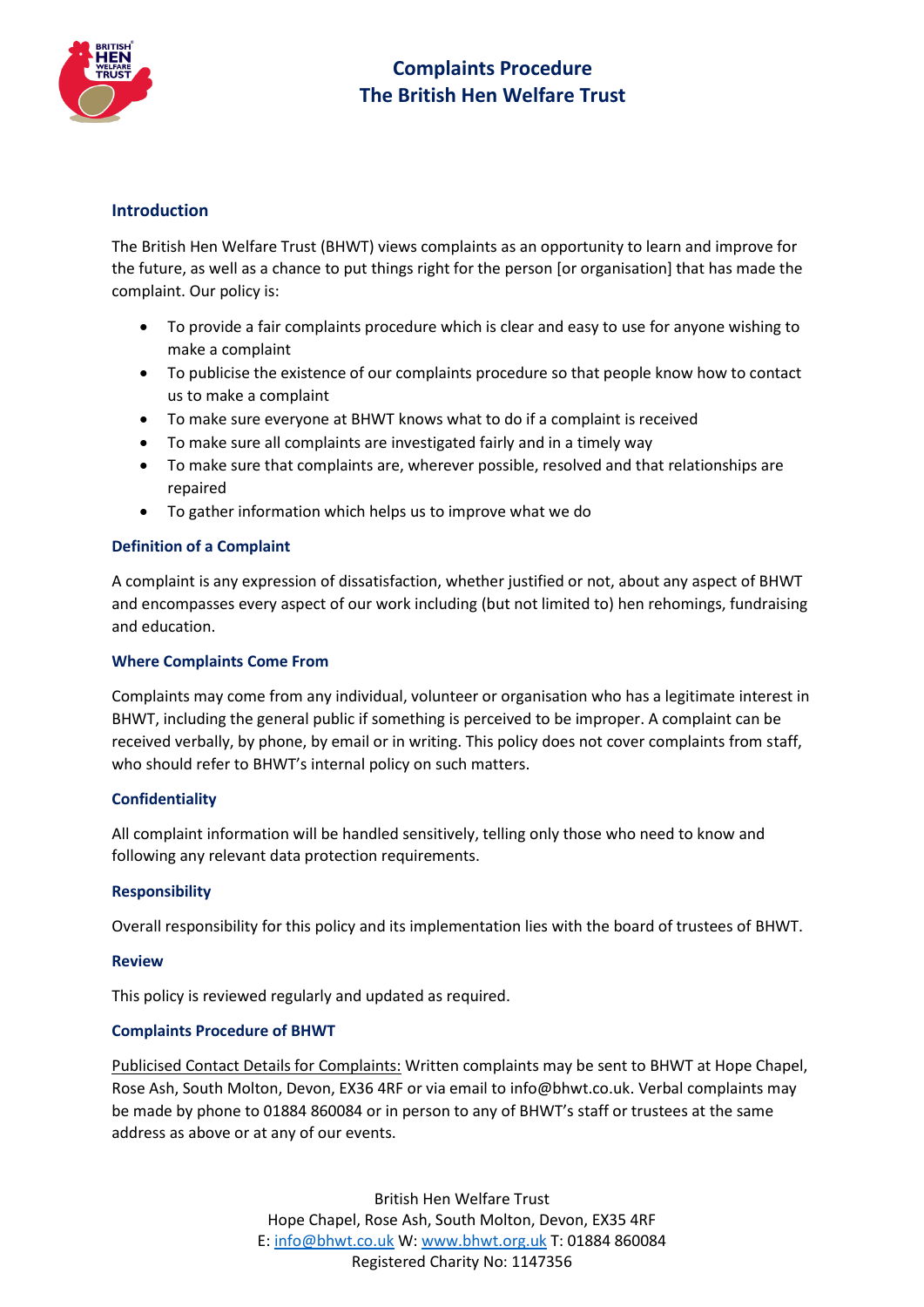# Complaints Procedure
# The British Hen Welfare Trust

## Introduction

The British Hen Welfare Trust (BHWT) views complaints as an opportunity to learn and improve for the future, as well as a chance to put things right for the person [or organisation] that has made the complaint. Our policy is:

- To provide a fair complaints procedure which is clear and easy to use for anyone wishing to make a complaint
- To publicise the existence of our complaints procedure so that people know how to contact us to make a complaint
- To make sure everyone at BHWT knows what to do if a complaint is received
- To make sure all complaints are investigated fairly and in a timely way
- To make sure that complaints are, wherever possible, resolved and that relationships are repaired
- To gather information which helps us to improve what we do

## Definition of a Complaint

A complaint is any expression of dissatisfaction, whether justified or not, about any aspect of BHWT and encompasses every aspect of our work including (but not limited to) hen rehomings, fundraising and education.

## Where Complaints Come From

Complaints may come from any individual, volunteer or organisation who has a legitimate interest in BHWT, including the general public if something is perceived to be improper. A complaint can be received verbally, by phone, by email or in writing. This policy does not cover complaints from staff, who should refer to BHWT's internal policy on such matters.

## Confidentiality

All complaint information will be handled sensitively, telling only those who need to know and following any relevant data protection requirements.

## Responsibility

Overall responsibility for this policy and its implementation lies with the board of trustees of BHWT.

## Review

This policy is reviewed regularly and updated as required.

## Complaints Procedure of BHWT

Publicised Contact Details for Complaints: Written complaints may be sent to BHWT at Hope Chapel, Rose Ash, South Molton, Devon, EX36 4RF or via email to info@bhwt.co.uk. Verbal complaints may be made by phone to 01884 860084 or in person to any of BHWT's staff or trustees at the same address as above or at any of our events.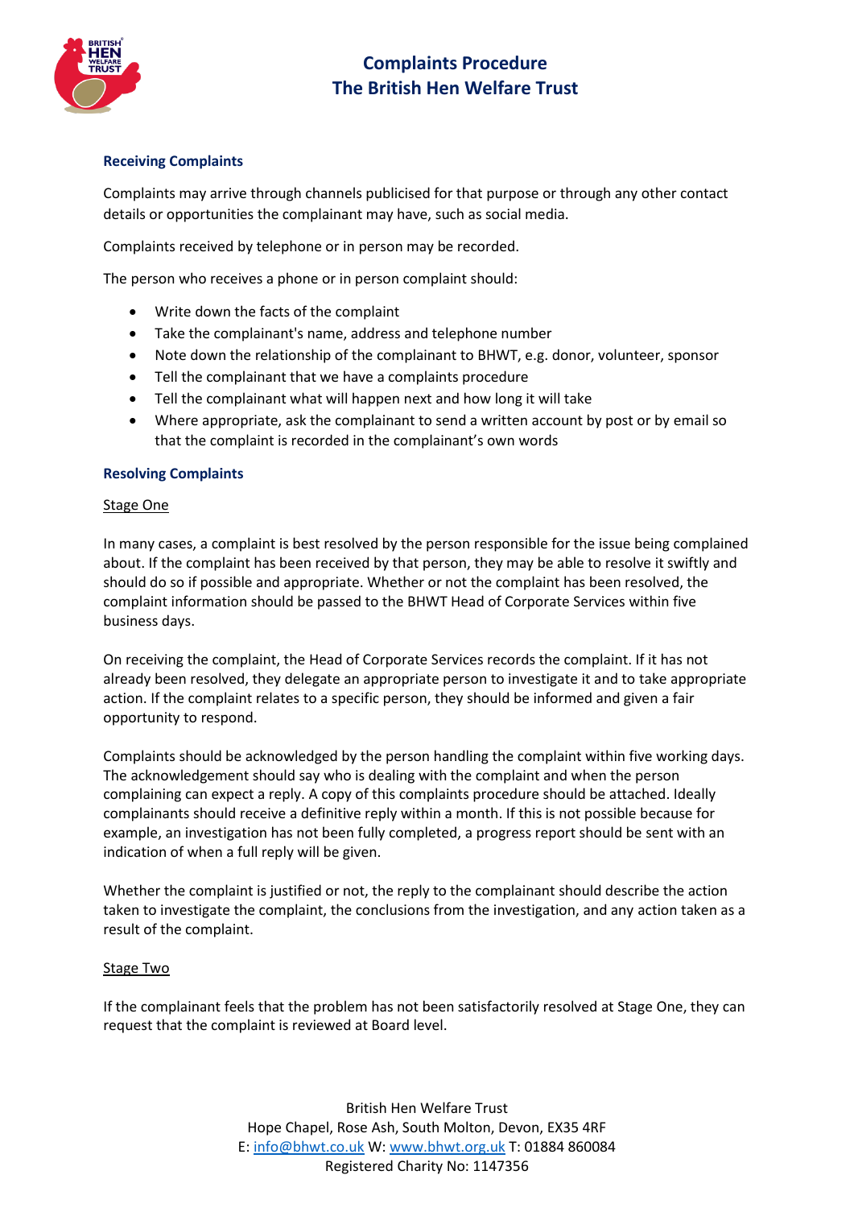## Receiving Complaints

Complaints may arrive through channels publicised for that purpose or through any other contact details or opportunities the complainant may have, such as social media.

Complaints received by telephone or in person may be recorded.

The person who receives a phone or in person complaint should:

- Write down the facts of the complaint
- Take the complainant's name, address and telephone number
- Note down the relationship of the complainant to BHWT, e.g. donor, volunteer, sponsor
- Tell the complainant that we have a complaints procedure
- Tell the complainant what will happen next and how long it will take
- Where appropriate, ask the complainant to send a written account by post or by email so that the complaint is recorded in the complainant's own words

## Resolving Complaints

### Stage One

In many cases, a complaint is best resolved by the person responsible for the issue being complained about. If the complaint has been received by that person, they may be able to resolve it swiftly and should do so if possible and appropriate. Whether or not the complaint has been resolved, the complaint information should be passed to the BHWT Head of Corporate Services within five business days.

On receiving the complaint, the Head of Corporate Services records the complaint. If it has not already been resolved, they delegate an appropriate person to investigate it and to take appropriate action. If the complaint relates to a specific person, they should be informed and given a fair opportunity to respond.

Complaints should be acknowledged by the person handling the complaint within five working days. The acknowledgement should say who is dealing with the complaint and when the person complaining can expect a reply. A copy of this complaints procedure should be attached. Ideally complainants should receive a definitive reply within a month. If this is not possible because for example, an investigation has not been fully completed, a progress report should be sent with an indication of when a full reply will be given.

Whether the complaint is justified or not, the reply to the complainant should describe the action taken to investigate the complaint, the conclusions from the investigation, and any action taken as a result of the complaint.

### Stage Two

If the complainant feels that the problem has not been satisfactorily resolved at Stage One, they can request that the complaint is reviewed at Board level.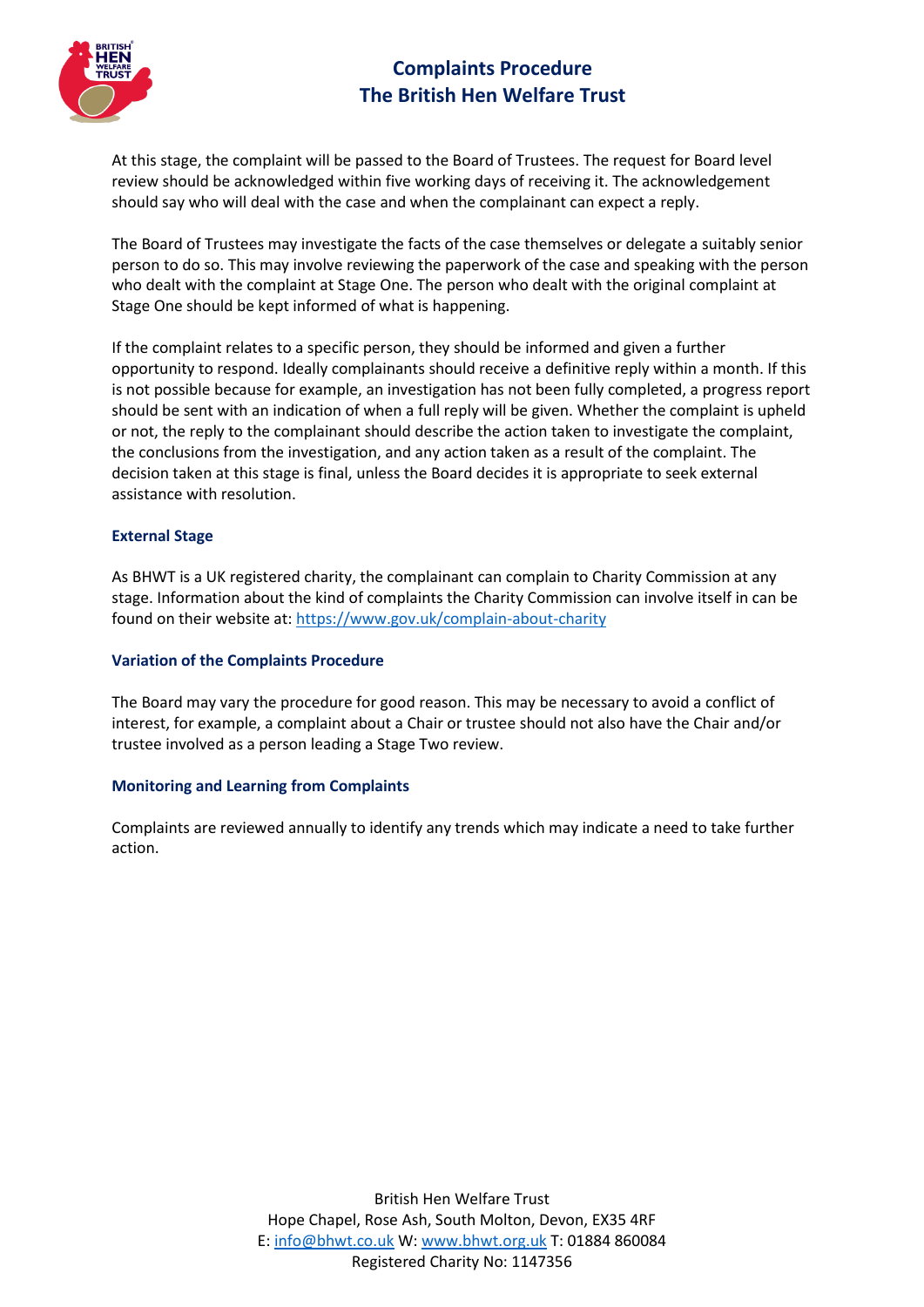At this stage, the complaint will be passed to the Board of Trustees. The request for Board level review should be acknowledged within five working days of receiving it. The acknowledgement should say who will deal with the case and when the complainant can expect a reply.

The Board of Trustees may investigate the facts of the case themselves or delegate a suitably senior person to do so. This may involve reviewing the paperwork of the case and speaking with the person who dealt with the complaint at Stage One. The person who dealt with the original complaint at Stage One should be kept informed of what is happening.

If the complaint relates to a specific person, they should be informed and given a further opportunity to respond. Ideally complainants should receive a definitive reply within a month. If this is not possible because for example, an investigation has not been fully completed, a progress report should be sent with an indication of when a full reply will be given. Whether the complaint is upheld or not, the reply to the complainant should describe the action taken to investigate the complaint, the conclusions from the investigation, and any action taken as a result of the complaint. The decision taken at this stage is final, unless the Board decides it is appropriate to seek external assistance with resolution.

### External Stage

As BHWT is a UK registered charity, the complainant can complain to Charity Commission at any stage. Information about the kind of complaints the Charity Commission can involve itself in can be found on their website at: [https://www.gov.uk/complain-about-charity](https://www.gov.uk/complain-about-charity)

### Variation of the Complaints Procedure

The Board may vary the procedure for good reason. This may be necessary to avoid a conflict of interest, for example, a complaint about a Chair or trustee should not also have the Chair and/or trustee involved as a person leading a Stage Two review.

### Monitoring and Learning from Complaints

Complaints are reviewed annually to identify any trends which may indicate a need to take further action.